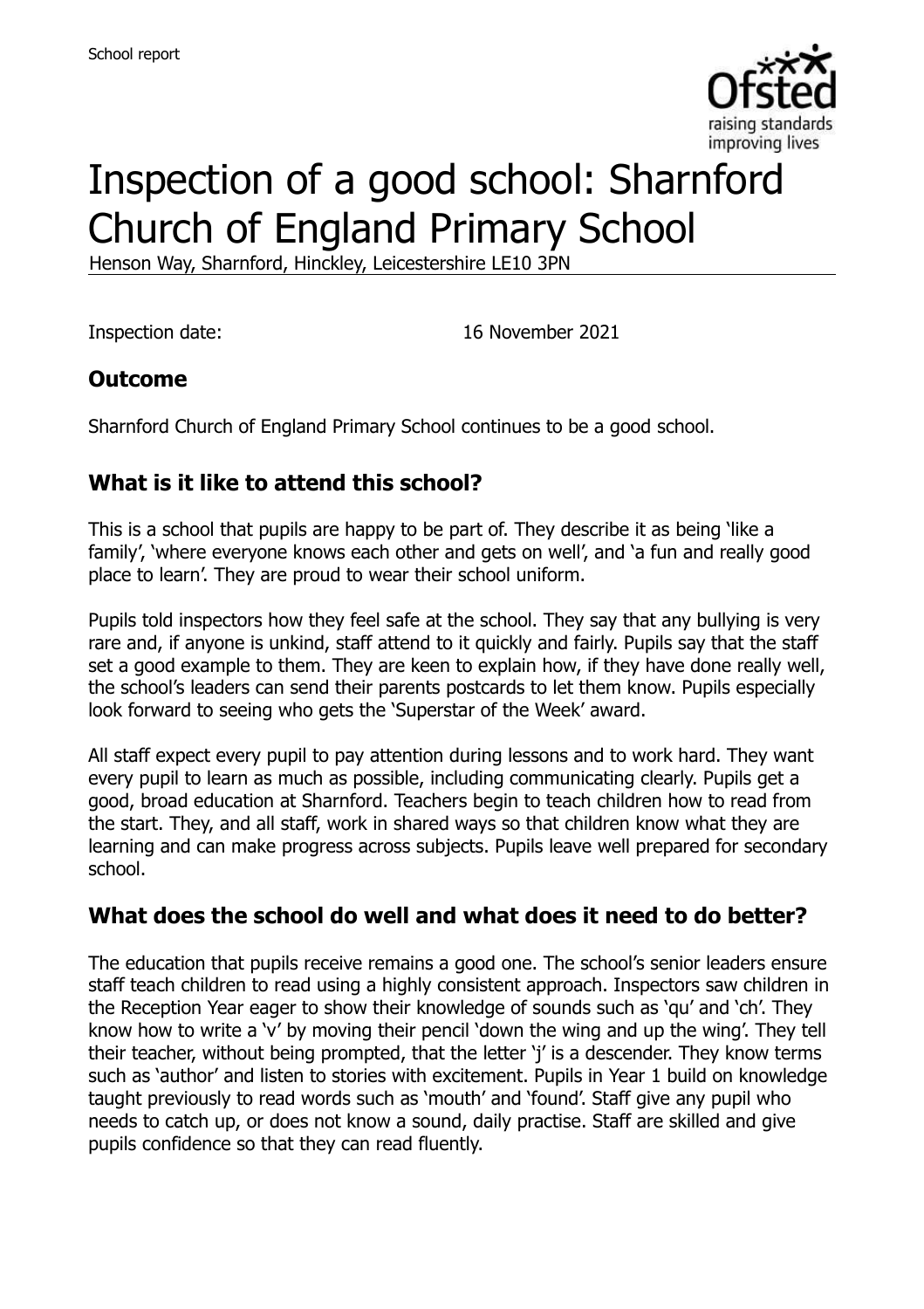School report

# Inspection of a good school: Sharnford Church of England Primary School

Henson Way, Sharnford, Hinckley, Leicestershire LE10 3PN

Inspection date: 16 November 2021

## Outcome

Sharnford Church of England Primary School continues to be a good school.

## What is it like to attend this school?

This is a school that pupils are happy to be part of. They describe it as being 'like a family', 'where everyone knows each other and gets on well', and 'a fun and really good place to learn'. They are proud to wear their school uniform.

Pupils told inspectors how they feel safe at the school. They say that any bullying is very rare and, if anyone is unkind, staff attend to it quickly and fairly. Pupils say that the staff set a good example to them. They are keen to explain how, if they have done really well, the school's leaders can send their parents postcards to let them know. Pupils especially look forward to seeing who gets the 'Superstar of the Week' award.

All staff expect every pupil to pay attention during lessons and to work hard. They want every pupil to learn as much as possible, including communicating clearly. Pupils get a good, broad education at Sharnford. Teachers begin to teach children how to read from the start. They, and all staff, work in shared ways so that children know what they are learning and can make progress across subjects. Pupils leave well prepared for secondary school.

## What does the school do well and what does it need to do better?

The education that pupils receive remains a good one. The school's senior leaders ensure staff teach children to read using a highly consistent approach. Inspectors saw children in the Reception Year eager to show their knowledge of sounds such as 'qu' and 'ch'. They know how to write a 'v' by moving their pencil 'down the wing and up the wing'. They tell their teacher, without being prompted, that the letter 'j' is a descender. They know terms such as 'author' and listen to stories with excitement. Pupils in Year 1 build on knowledge taught previously to read words such as 'mouth' and 'found'. Staff give any pupil who needs to catch up, or does not know a sound, daily practise. Staff are skilled and give pupils confidence so that they can read fluently.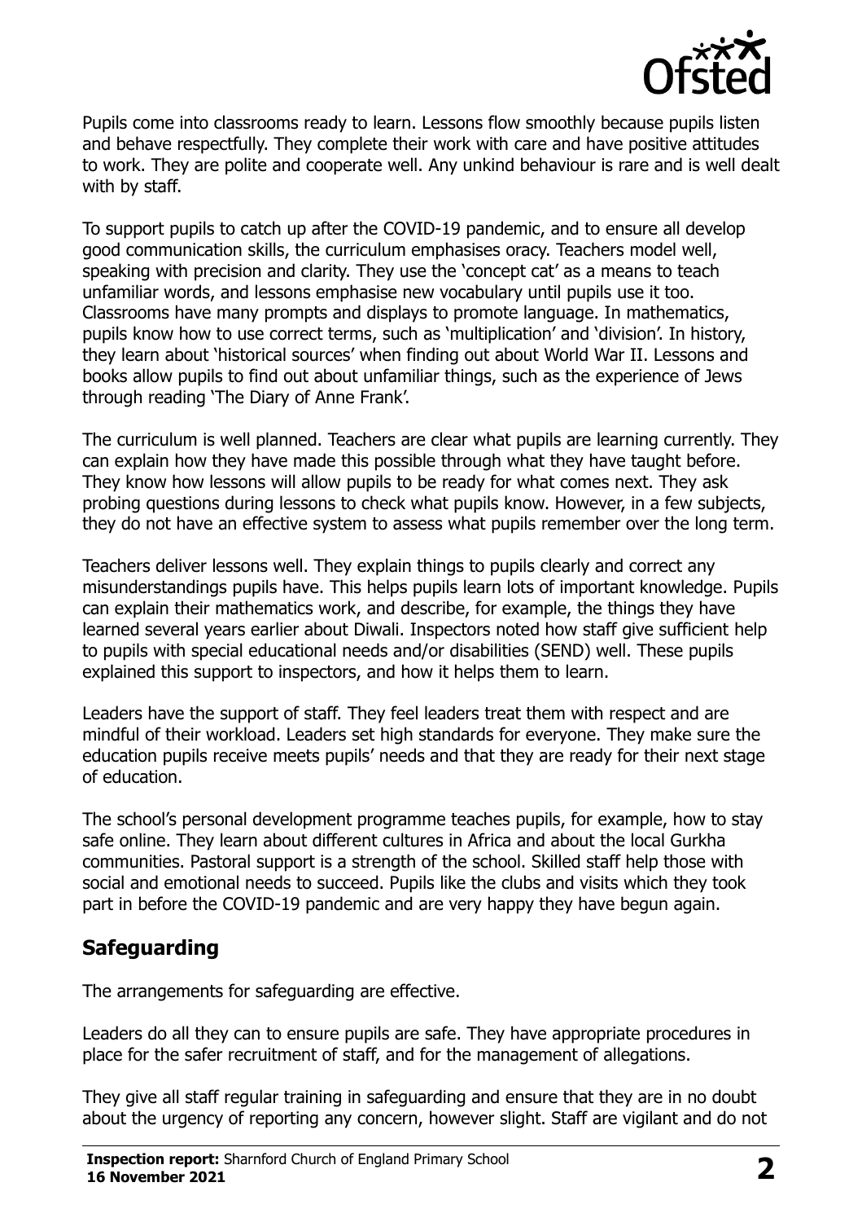Pupils come into classrooms ready to learn. Lessons flow smoothly because pupils listen and behave respectfully. They complete their work with care and have positive attitudes to work. They are polite and cooperate well. Any unkind behaviour is rare and is well dealt with by staff.

To support pupils to catch up after the COVID-19 pandemic, and to ensure all develop good communication skills, the curriculum emphasises oracy. Teachers model well, speaking with precision and clarity. They use the 'concept cat' as a means to teach unfamiliar words, and lessons emphasise new vocabulary until pupils use it too. Classrooms have many prompts and displays to promote language. In mathematics, pupils know how to use correct terms, such as 'multiplication' and 'division'. In history, they learn about 'historical sources' when finding out about World War II. Lessons and books allow pupils to find out about unfamiliar things, such as the experience of Jews through reading 'The Diary of Anne Frank'.

The curriculum is well planned. Teachers are clear what pupils are learning currently. They can explain how they have made this possible through what they have taught before. They know how lessons will allow pupils to be ready for what comes next. They ask probing questions during lessons to check what pupils know. However, in a few subjects, they do not have an effective system to assess what pupils remember over the long term.

Teachers deliver lessons well. They explain things to pupils clearly and correct any misunderstandings pupils have. This helps pupils learn lots of important knowledge. Pupils can explain their mathematics work, and describe, for example, the things they have learned several years earlier about Diwali. Inspectors noted how staff give sufficient help to pupils with special educational needs and/or disabilities (SEND) well. These pupils explained this support to inspectors, and how it helps them to learn.

Leaders have the support of staff. They feel leaders treat them with respect and are mindful of their workload. Leaders set high standards for everyone. They make sure the education pupils receive meets pupils' needs and that they are ready for their next stage of education.

The school's personal development programme teaches pupils, for example, how to stay safe online. They learn about different cultures in Africa and about the local Gurkha communities. Pastoral support is a strength of the school. Skilled staff help those with social and emotional needs to succeed. Pupils like the clubs and visits which they took part in before the COVID-19 pandemic and are very happy they have begun again.

## Safeguarding

The arrangements for safeguarding are effective.

Leaders do all they can to ensure pupils are safe. They have appropriate procedures in place for the safer recruitment of staff, and for the management of allegations.

They give all staff regular training in safeguarding and ensure that they are in no doubt about the urgency of reporting any concern, however slight. Staff are vigilant and do not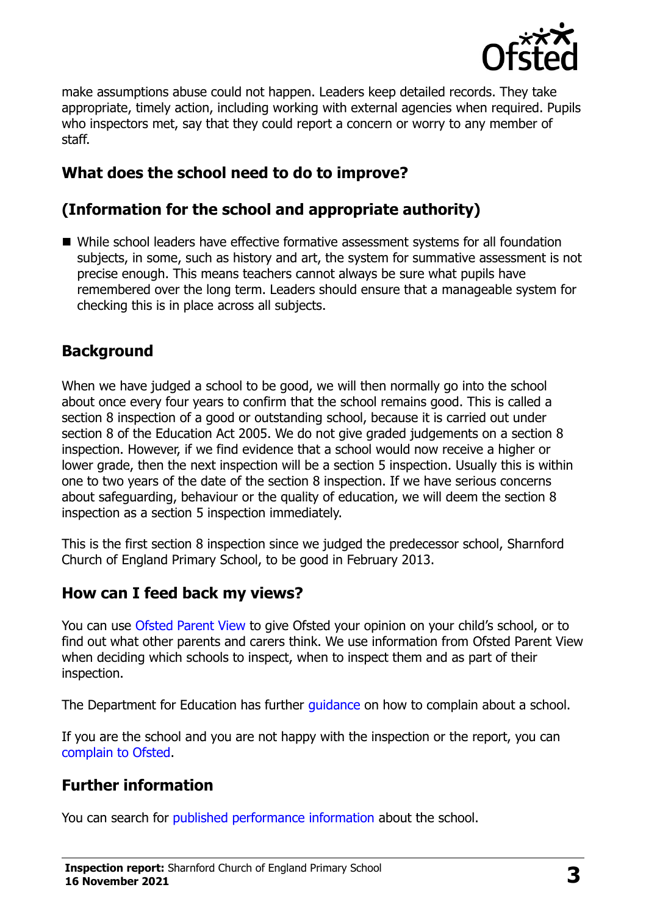make assumptions abuse could not happen. Leaders keep detailed records. They take appropriate, timely action, including working with external agencies when required. Pupils who inspectors met, say that they could report a concern or worry to any member of staff.

## What does the school need to do to improve?

## (Information for the school and appropriate authority)

- While school leaders have effective formative assessment systems for all foundation subjects, in some, such as history and art, the system for summative assessment is not precise enough. This means teachers cannot always be sure what pupils have remembered over the long term. Leaders should ensure that a manageable system for checking this is in place across all subjects.

## Background

When we have judged a school to be good, we will then normally go into the school about once every four years to confirm that the school remains good. This is called a section 8 inspection of a good or outstanding school, because it is carried out under section 8 of the Education Act 2005. We do not give graded judgements on a section 8 inspection. However, if we find evidence that a school would now receive a higher or lower grade, then the next inspection will be a section 5 inspection. Usually this is within one to two years of the date of the section 8 inspection. If we have serious concerns about safeguarding, behaviour or the quality of education, we will deem the section 8 inspection as a section 5 inspection immediately.

This is the first section 8 inspection since we judged the predecessor school, Sharnford Church of England Primary School, to be good in February 2013.

## How can I feed back my views?

You can use Ofsted Parent View to give Ofsted your opinion on your child's school, or to find out what other parents and carers think. We use information from Ofsted Parent View when deciding which schools to inspect, when to inspect them and as part of their inspection.

The Department for Education has further guidance on how to complain about a school.

If you are the school and you are not happy with the inspection or the report, you can complain to Ofsted.

## Further information

You can search for published performance information about the school.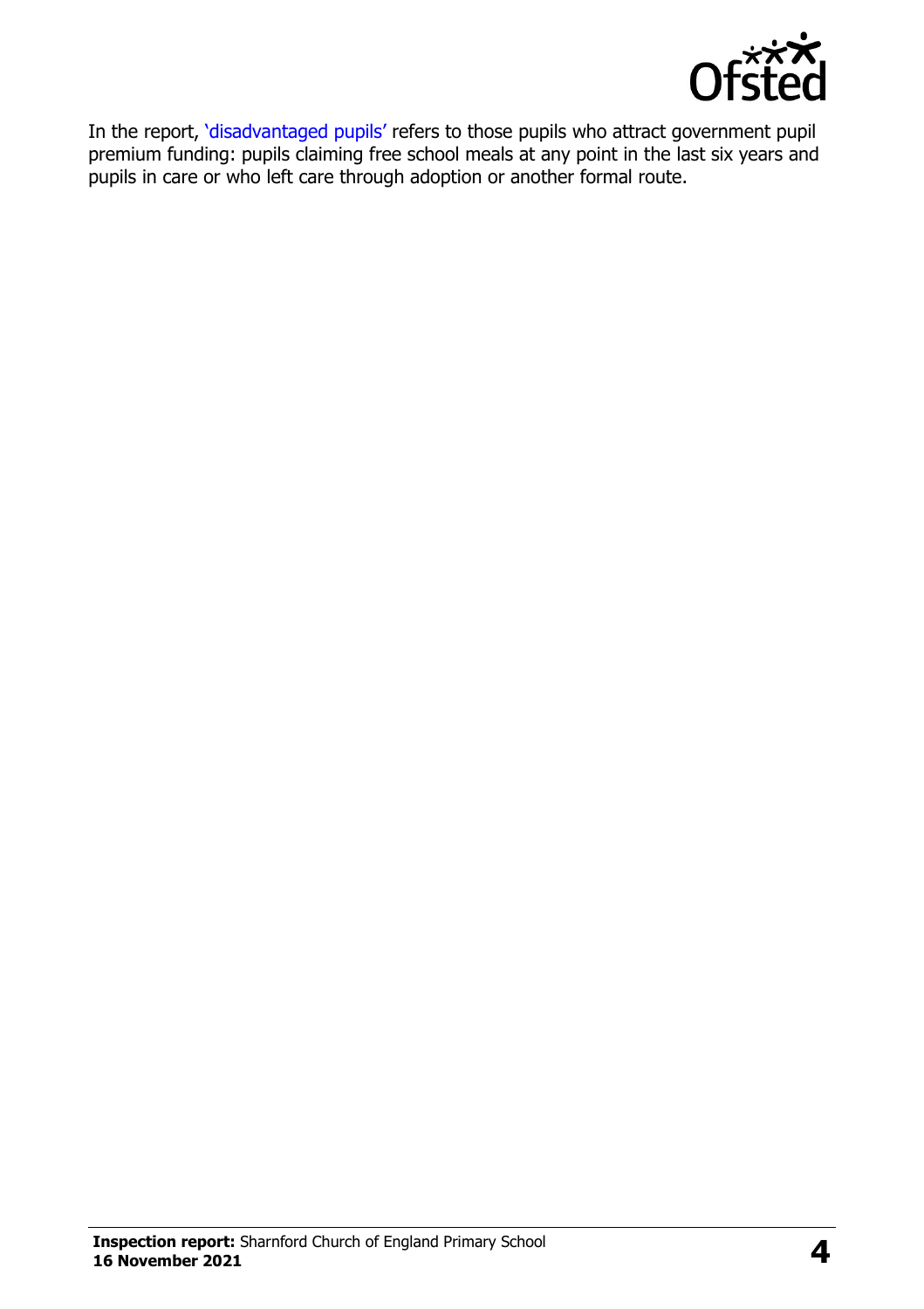In the report, 'disadvantaged pupils' refers to those pupils who attract government pupil premium funding: pupils claiming free school meals at any point in the last six years and pupils in care or who left care through adoption or another formal route.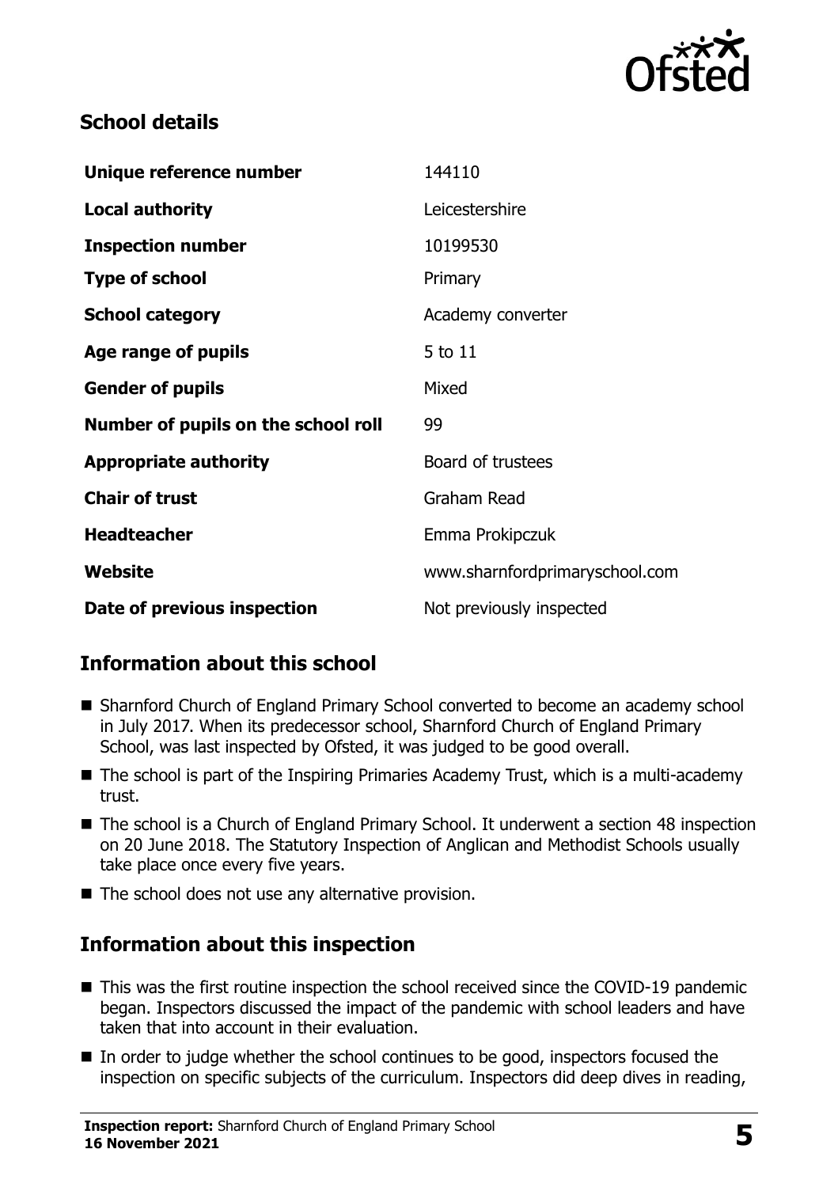## School details

| | |
|---|---|
| **Unique reference number** | 144110 |
| **Local authority** | Leicestershire |
| **Inspection number** | 10199530 |
| **Type of school** | Primary |
| **School category** | Academy converter |
| **Age range of pupils** | 5 to 11 |
| **Gender of pupils** | Mixed |
| **Number of pupils on the school roll** | 99 |
| **Appropriate authority** | Board of trustees |
| **Chair of trust** | Graham Read |
| **Headteacher** | Emma Prokipczuk |
| **Website** | www.sharnfordprimaryschool.com |
| **Date of previous inspection** | Not previously inspected |

## Information about this school

- Sharnford Church of England Primary School converted to become an academy school in July 2017. When its predecessor school, Sharnford Church of England Primary School, was last inspected by Ofsted, it was judged to be good overall.
- The school is part of the Inspiring Primaries Academy Trust, which is a multi-academy trust.
- The school is a Church of England Primary School. It underwent a section 48 inspection on 20 June 2018. The Statutory Inspection of Anglican and Methodist Schools usually take place once every five years.
- The school does not use any alternative provision.

## Information about this inspection

- This was the first routine inspection the school received since the COVID-19 pandemic began. Inspectors discussed the impact of the pandemic with school leaders and have taken that into account in their evaluation.
- In order to judge whether the school continues to be good, inspectors focused the inspection on specific subjects of the curriculum. Inspectors did deep dives in reading,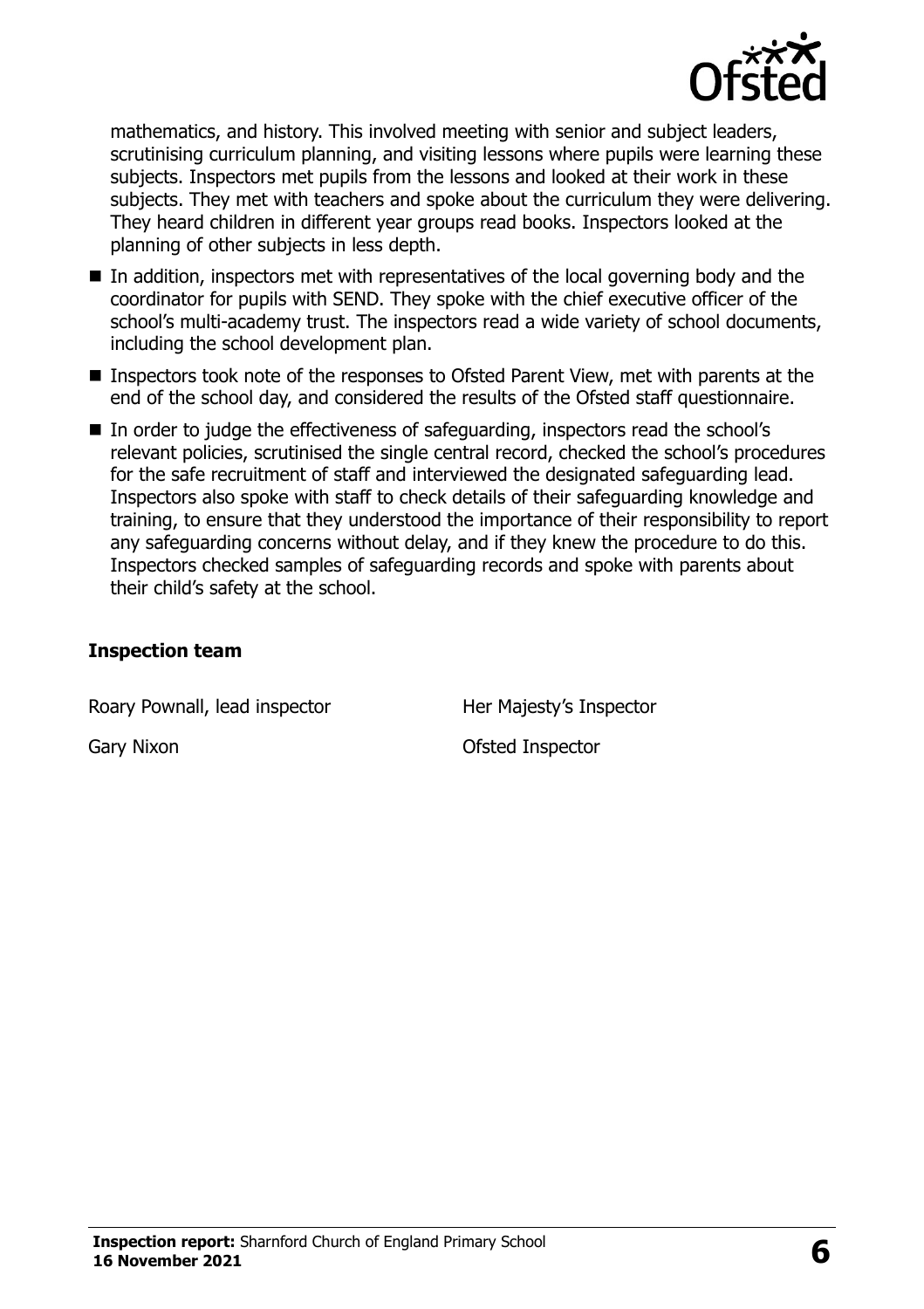mathematics, and history. This involved meeting with senior and subject leaders, scrutinising curriculum planning, and visiting lessons where pupils were learning these subjects. Inspectors met pupils from the lessons and looked at their work in these subjects. They met with teachers and spoke about the curriculum they were delivering. They heard children in different year groups read books. Inspectors looked at the planning of other subjects in less depth.

- In addition, inspectors met with representatives of the local governing body and the coordinator for pupils with SEND. They spoke with the chief executive officer of the school's multi-academy trust. The inspectors read a wide variety of school documents, including the school development plan.
- Inspectors took note of the responses to Ofsted Parent View, met with parents at the end of the school day, and considered the results of the Ofsted staff questionnaire.
- In order to judge the effectiveness of safeguarding, inspectors read the school's relevant policies, scrutinised the single central record, checked the school's procedures for the safe recruitment of staff and interviewed the designated safeguarding lead. Inspectors also spoke with staff to check details of their safeguarding knowledge and training, to ensure that they understood the importance of their responsibility to report any safeguarding concerns without delay, and if they knew the procedure to do this. Inspectors checked samples of safeguarding records and spoke with parents about their child's safety at the school.

### Inspection team

| | |
|---|---|
| Roary Pownall, lead inspector | Her Majesty's Inspector |
| Gary Nixon | Ofsted Inspector |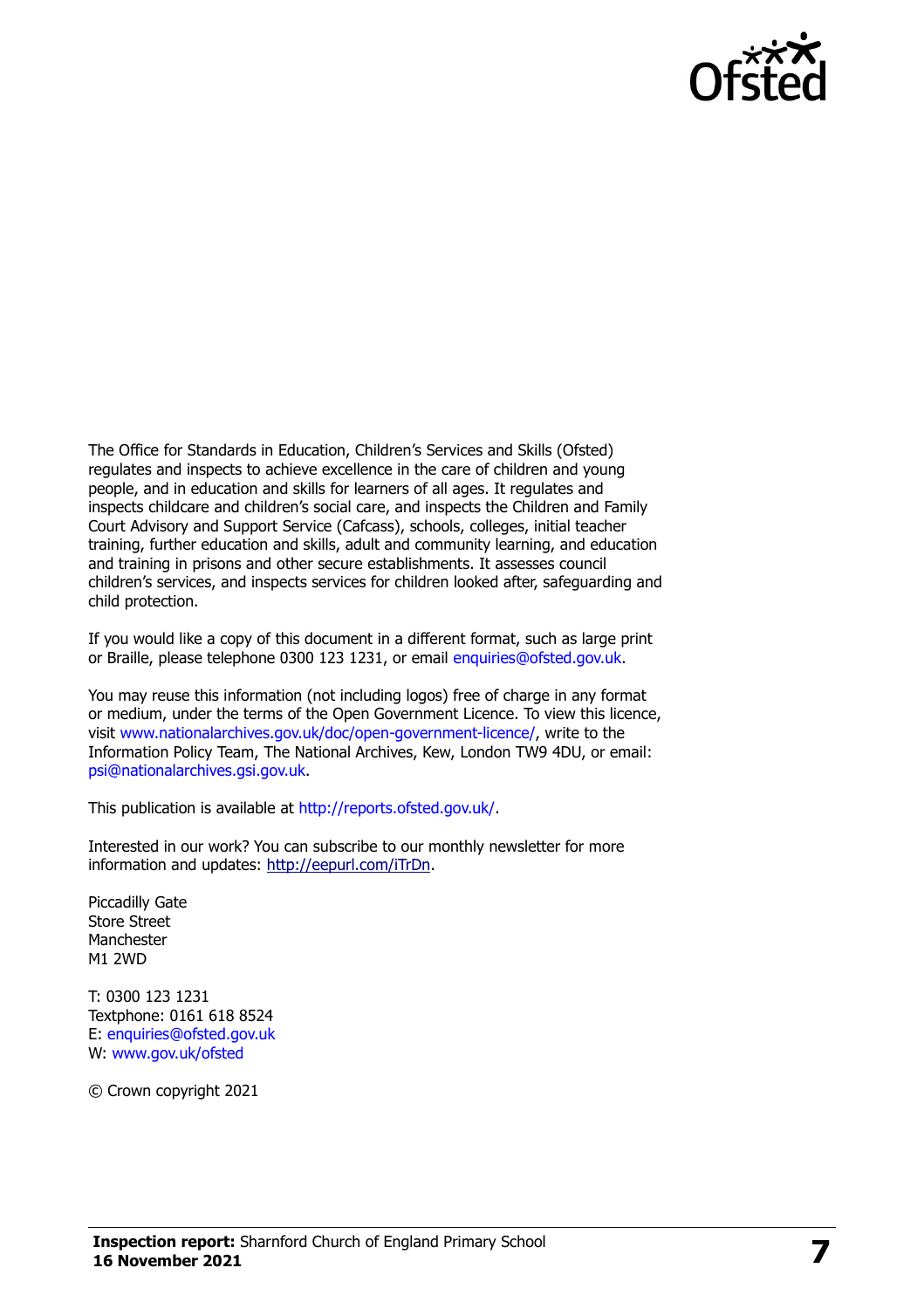The Office for Standards in Education, Children's Services and Skills (Ofsted) regulates and inspects to achieve excellence in the care of children and young people, and in education and skills for learners of all ages. It regulates and inspects childcare and children's social care, and inspects the Children and Family Court Advisory and Support Service (Cafcass), schools, colleges, initial teacher training, further education and skills, adult and community learning, and education and training in prisons and other secure establishments. It assesses council children's services, and inspects services for children looked after, safeguarding and child protection.

If you would like a copy of this document in a different format, such as large print or Braille, please telephone 0300 123 1231, or email enquiries@ofsted.gov.uk.

You may reuse this information (not including logos) free of charge in any format or medium, under the terms of the Open Government Licence. To view this licence, visit www.nationalarchives.gov.uk/doc/open-government-licence/, write to the Information Policy Team, The National Archives, Kew, London TW9 4DU, or email: psi@nationalarchives.gsi.gov.uk.

This publication is available at http://reports.ofsted.gov.uk/.

Interested in our work? You can subscribe to our monthly newsletter for more information and updates: http://eepurl.com/iTrDn.

Piccadilly Gate
Store Street
Manchester
M1 2WD

T: 0300 123 1231
Textphone: 0161 618 8524
E: enquiries@ofsted.gov.uk
W: www.gov.uk/ofsted

© Crown copyright 2021